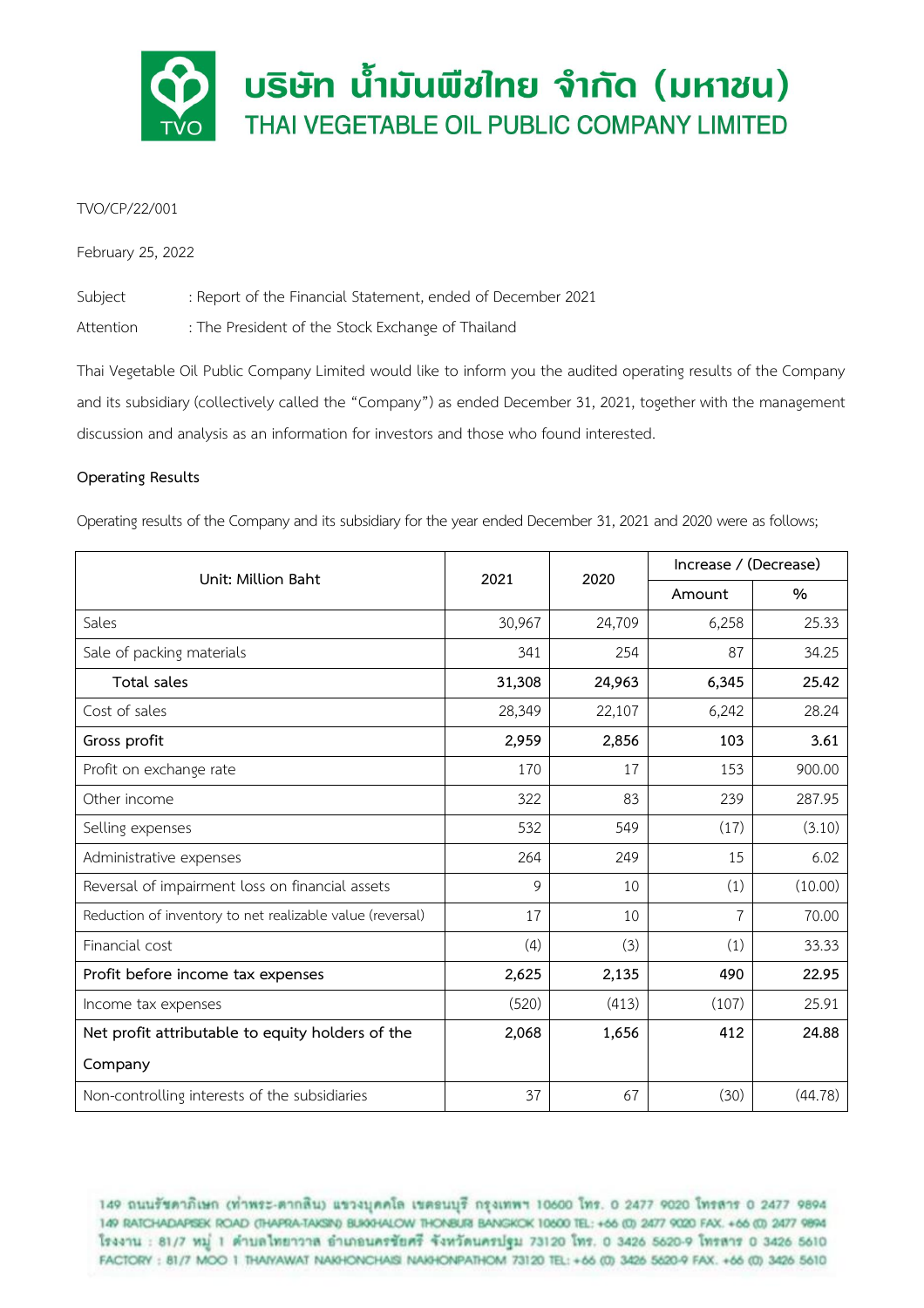# บริษัท น้ำมันพืชไทย จำกัด (มหาชน)
# THAI VEGETABLE OIL PUBLIC COMPANY LIMITED

TVO/CP/22/001

February 25, 2022

Subject : Report of the Financial Statement, ended of December 2021

Attention : The President of the Stock Exchange of Thailand

Thai Vegetable Oil Public Company Limited would like to inform you the audited operating results of the Company and its subsidiary (collectively called the "Company") as ended December 31, 2021, together with the management discussion and analysis as an information for investors and those who found interested.

**Operating Results**

Operating results of the Company and its subsidiary for the year ended December 31, 2021 and 2020 were as follows;

| Unit: Million Baht | 2021 | 2020 | Increase / (Decrease) | |
|---|---|---|---|---|
| | | | Amount | % |
| Sales | 30,967 | 24,709 | 6,258 | 25.33 |
| Sale of packing materials | 341 | 254 | 87 | 34.25 |
| **Total sales** | **31,308** | **24,963** | **6,345** | **25.42** |
| Cost of sales | 28,349 | 22,107 | 6,242 | 28.24 |
| **Gross profit** | **2,959** | **2,856** | **103** | **3.61** |
| Profit on exchange rate | 170 | 17 | 153 | 900.00 |
| Other income | 322 | 83 | 239 | 287.95 |
| Selling expenses | 532 | 549 | (17) | (3.10) |
| Administrative expenses | 264 | 249 | 15 | 6.02 |
| Reversal of impairment loss on financial assets | 9 | 10 | (1) | (10.00) |
| Reduction of inventory to net realizable value (reversal) | 17 | 10 | 7 | 70.00 |
| Financial cost | (4) | (3) | (1) | 33.33 |
| **Profit before income tax expenses** | **2,625** | **2,135** | **490** | **22.95** |
| Income tax expenses | (520) | (413) | (107) | 25.91 |
| **Net profit attributable to equity holders of the Company** | **2,068** | **1,656** | **412** | **24.88** |
| Non-controlling interests of the subsidiaries | 37 | 67 | (30) | (44.78) |

149 ถนนรัชดาภิเษก (ท่าพระ-ตากสิน) แขวงบุคคโล เขตธนบุรี กรุงเทพฯ 10600 โทร. 0 2477 9020 โทรสาร 0 2477 9894
149 RATCHADAPISEK ROAD (THAPRA-TAKSIN) BUKKHALOW THONBURI BANGKOK 10600 TEL: +66 (0) 2477 9020 FAX. +66 (0) 2477 9894
โรงงาน : 81/7 หมู่ 1 ตำบลไทยาวาส อำเภอนครชัยศรี จังหวัดนครปฐม 73120 โทร. 0 3426 5620-9 โทรสาร 0 3426 5610
FACTORY : 81/7 MOO 1 THAIYAWAT NAKHONCHAISI NAKHONPATHOM 73120 TEL: +66 (0) 3426 5620-9 FAX. +66 (0) 3426 5610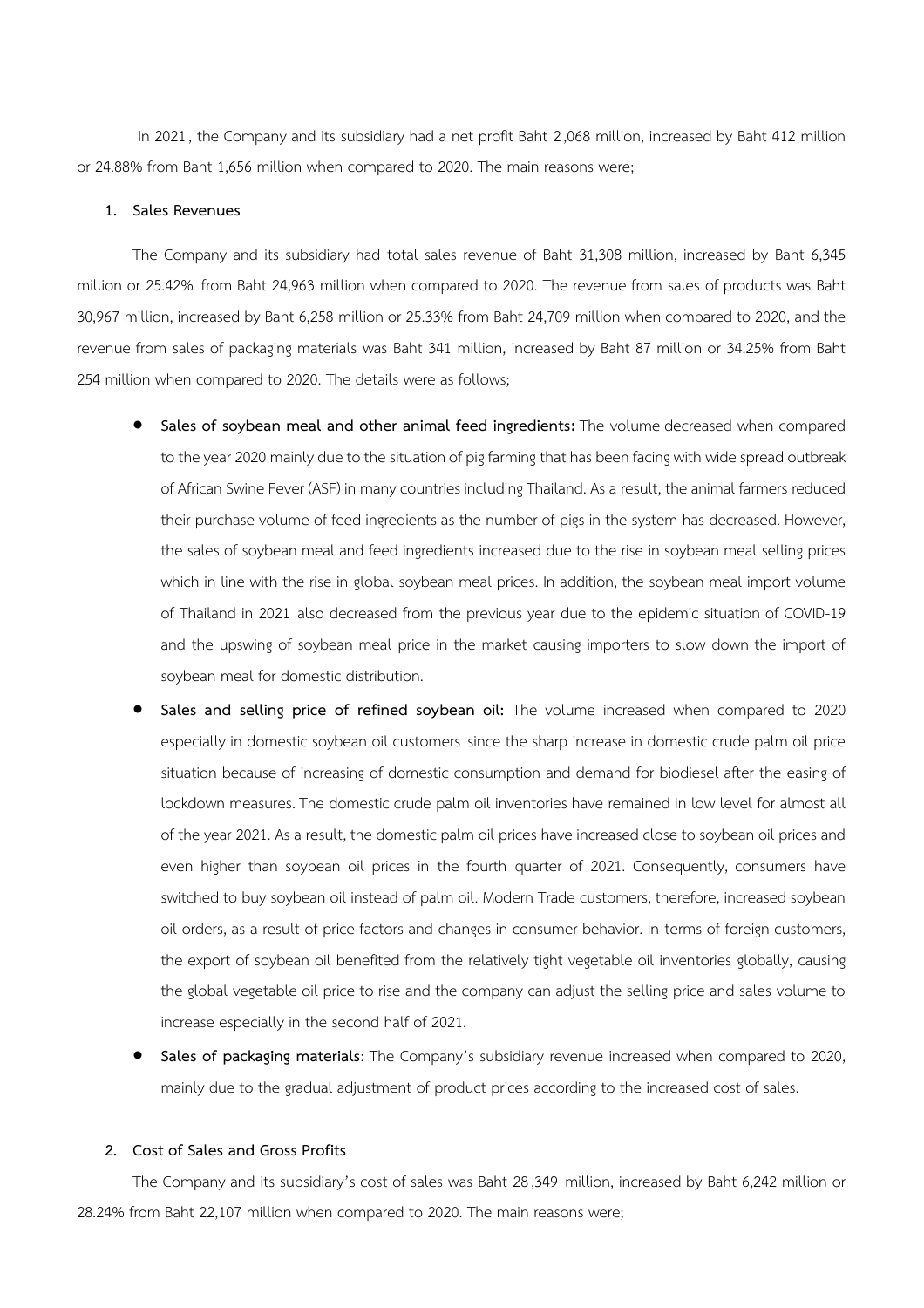In 2021, the Company and its subsidiary had a net profit Baht 2,068 million, increased by Baht 412 million or 24.88% from Baht 1,656 million when compared to 2020. The main reasons were;

1. **Sales Revenues**

The Company and its subsidiary had total sales revenue of Baht 31,308 million, increased by Baht 6,345 million or 25.42% from Baht 24,963 million when compared to 2020. The revenue from sales of products was Baht 30,967 million, increased by Baht 6,258 million or 25.33% from Baht 24,709 million when compared to 2020, and the revenue from sales of packaging materials was Baht 341 million, increased by Baht 87 million or 34.25% from Baht 254 million when compared to 2020. The details were as follows;

- **Sales of soybean meal and other animal feed ingredients:** The volume decreased when compared to the year 2020 mainly due to the situation of pig farming that has been facing with wide spread outbreak of African Swine Fever (ASF) in many countries including Thailand. As a result, the animal farmers reduced their purchase volume of feed ingredients as the number of pigs in the system has decreased. However, the sales of soybean meal and feed ingredients increased due to the rise in soybean meal selling prices which in line with the rise in global soybean meal prices. In addition, the soybean meal import volume of Thailand in 2021 also decreased from the previous year due to the epidemic situation of COVID-19 and the upswing of soybean meal price in the market causing importers to slow down the import of soybean meal for domestic distribution.
- **Sales and selling price of refined soybean oil:** The volume increased when compared to 2020 especially in domestic soybean oil customers since the sharp increase in domestic crude palm oil price situation because of increasing of domestic consumption and demand for biodiesel after the easing of lockdown measures. The domestic crude palm oil inventories have remained in low level for almost all of the year 2021. As a result, the domestic palm oil prices have increased close to soybean oil prices and even higher than soybean oil prices in the fourth quarter of 2021. Consequently, consumers have switched to buy soybean oil instead of palm oil. Modern Trade customers, therefore, increased soybean oil orders, as a result of price factors and changes in consumer behavior. In terms of foreign customers, the export of soybean oil benefited from the relatively tight vegetable oil inventories globally, causing the global vegetable oil price to rise and the company can adjust the selling price and sales volume to increase especially in the second half of 2021.
- **Sales of packaging materials**: The Company's subsidiary revenue increased when compared to 2020, mainly due to the gradual adjustment of product prices according to the increased cost of sales.

2. **Cost of Sales and Gross Profits**

The Company and its subsidiary's cost of sales was Baht 28,349 million, increased by Baht 6,242 million or 28.24% from Baht 22,107 million when compared to 2020. The main reasons were;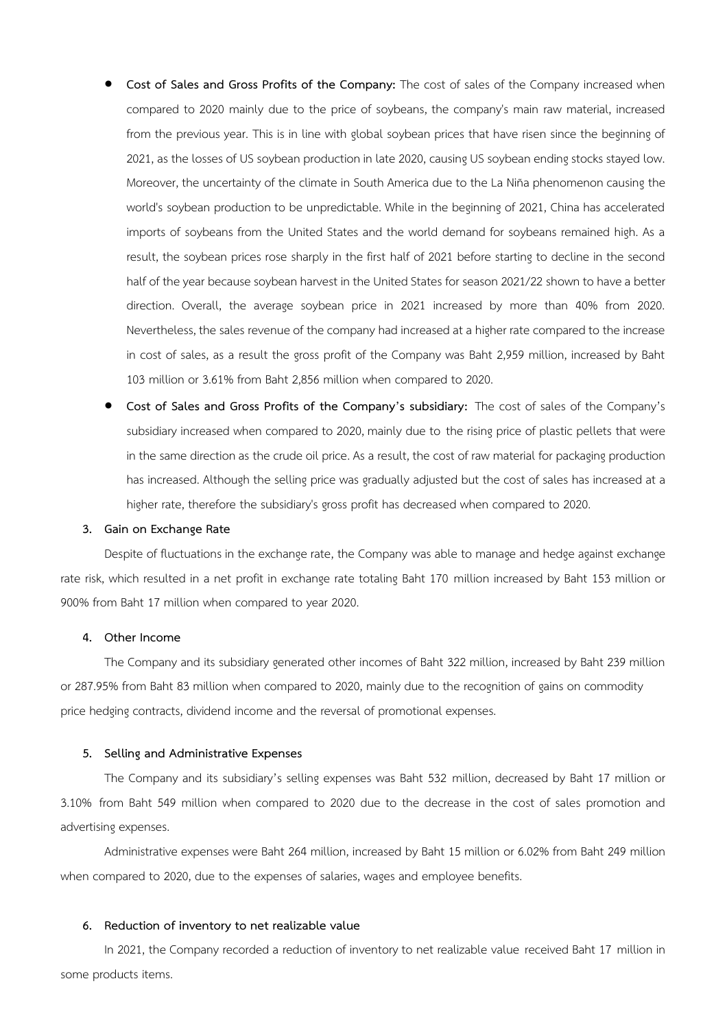- **Cost of Sales and Gross Profits of the Company:** The cost of sales of the Company increased when compared to 2020 mainly due to the price of soybeans, the company's main raw material, increased from the previous year. This is in line with global soybean prices that have risen since the beginning of 2021, as the losses of US soybean production in late 2020, causing US soybean ending stocks stayed low. Moreover, the uncertainty of the climate in South America due to the La Niña phenomenon causing the world's soybean production to be unpredictable. While in the beginning of 2021, China has accelerated imports of soybeans from the United States and the world demand for soybeans remained high. As a result, the soybean prices rose sharply in the first half of 2021 before starting to decline in the second half of the year because soybean harvest in the United States for season 2021/22 shown to have a better direction. Overall, the average soybean price in 2021 increased by more than 40% from 2020. Nevertheless, the sales revenue of the company had increased at a higher rate compared to the increase in cost of sales, as a result the gross profit of the Company was Baht 2,959 million, increased by Baht 103 million or 3.61% from Baht 2,856 million when compared to 2020.
- **Cost of Sales and Gross Profits of the Company's subsidiary:** The cost of sales of the Company's subsidiary increased when compared to 2020, mainly due to the rising price of plastic pellets that were in the same direction as the crude oil price. As a result, the cost of raw material for packaging production has increased. Although the selling price was gradually adjusted but the cost of sales has increased at a higher rate, therefore the subsidiary's gross profit has decreased when compared to 2020.

**3. Gain on Exchange Rate**

Despite of fluctuations in the exchange rate, the Company was able to manage and hedge against exchange rate risk, which resulted in a net profit in exchange rate totaling Baht 170 million increased by Baht 153 million or 900% from Baht 17 million when compared to year 2020.

**4. Other Income**

The Company and its subsidiary generated other incomes of Baht 322 million, increased by Baht 239 million or 287.95% from Baht 83 million when compared to 2020, mainly due to the recognition of gains on commodity price hedging contracts, dividend income and the reversal of promotional expenses.

**5. Selling and Administrative Expenses**

The Company and its subsidiary's selling expenses was Baht 532 million, decreased by Baht 17 million or 3.10% from Baht 549 million when compared to 2020 due to the decrease in the cost of sales promotion and advertising expenses.

Administrative expenses were Baht 264 million, increased by Baht 15 million or 6.02% from Baht 249 million when compared to 2020, due to the expenses of salaries, wages and employee benefits.

**6. Reduction of inventory to net realizable value**

In 2021, the Company recorded a reduction of inventory to net realizable value received Baht 17 million in some products items.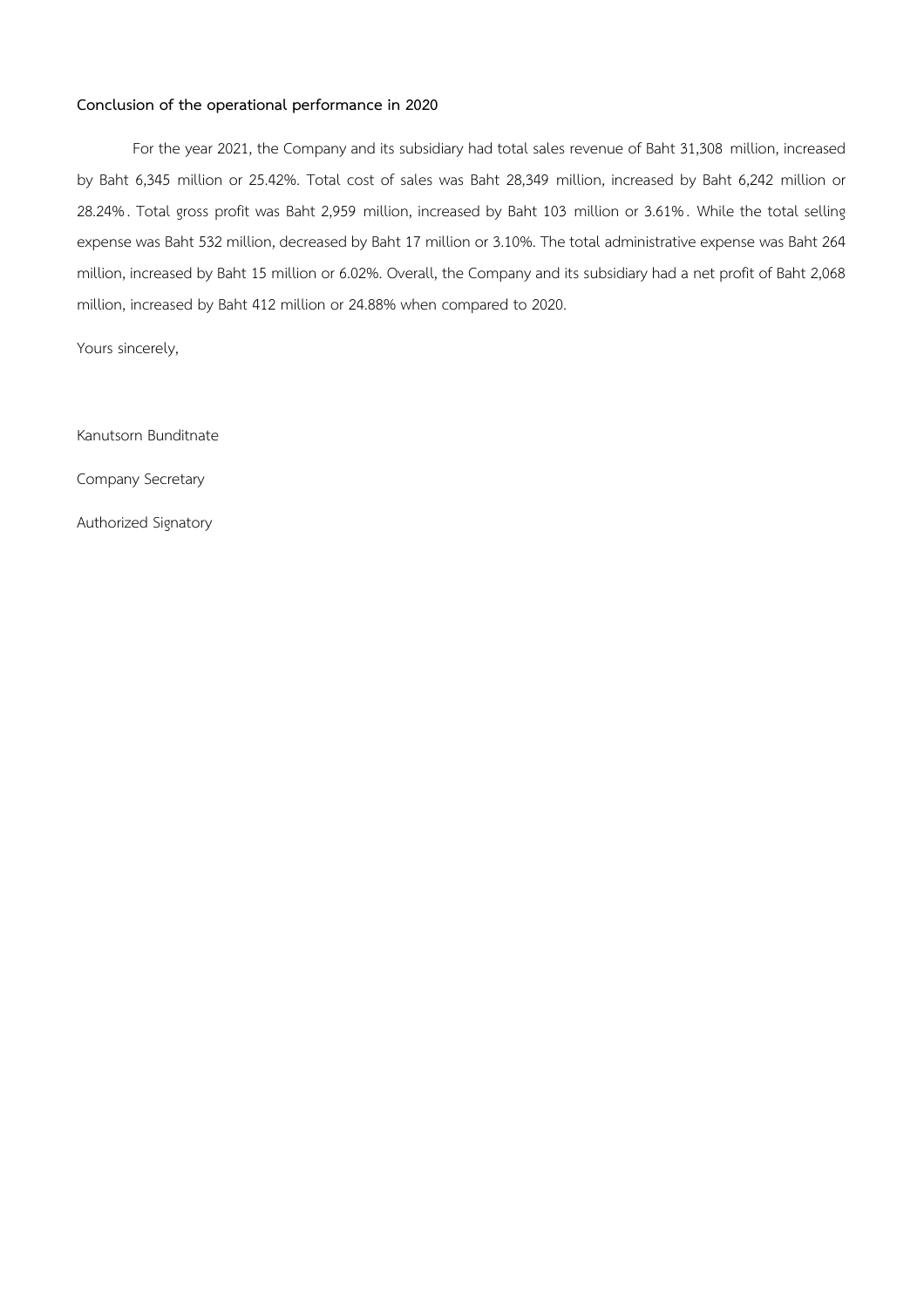**Conclusion of the operational performance in 2020**

For the year 2021, the Company and its subsidiary had total sales revenue of Baht 31,308 million, increased by Baht 6,345 million or 25.42%. Total cost of sales was Baht 28,349 million, increased by Baht 6,242 million or 28.24%. Total gross profit was Baht 2,959 million, increased by Baht 103 million or 3.61%. While the total selling expense was Baht 532 million, decreased by Baht 17 million or 3.10%. The total administrative expense was Baht 264 million, increased by Baht 15 million or 6.02%. Overall, the Company and its subsidiary had a net profit of Baht 2,068 million, increased by Baht 412 million or 24.88% when compared to 2020.

Yours sincerely,

Kanutsorn Bunditnate

Company Secretary

Authorized Signatory